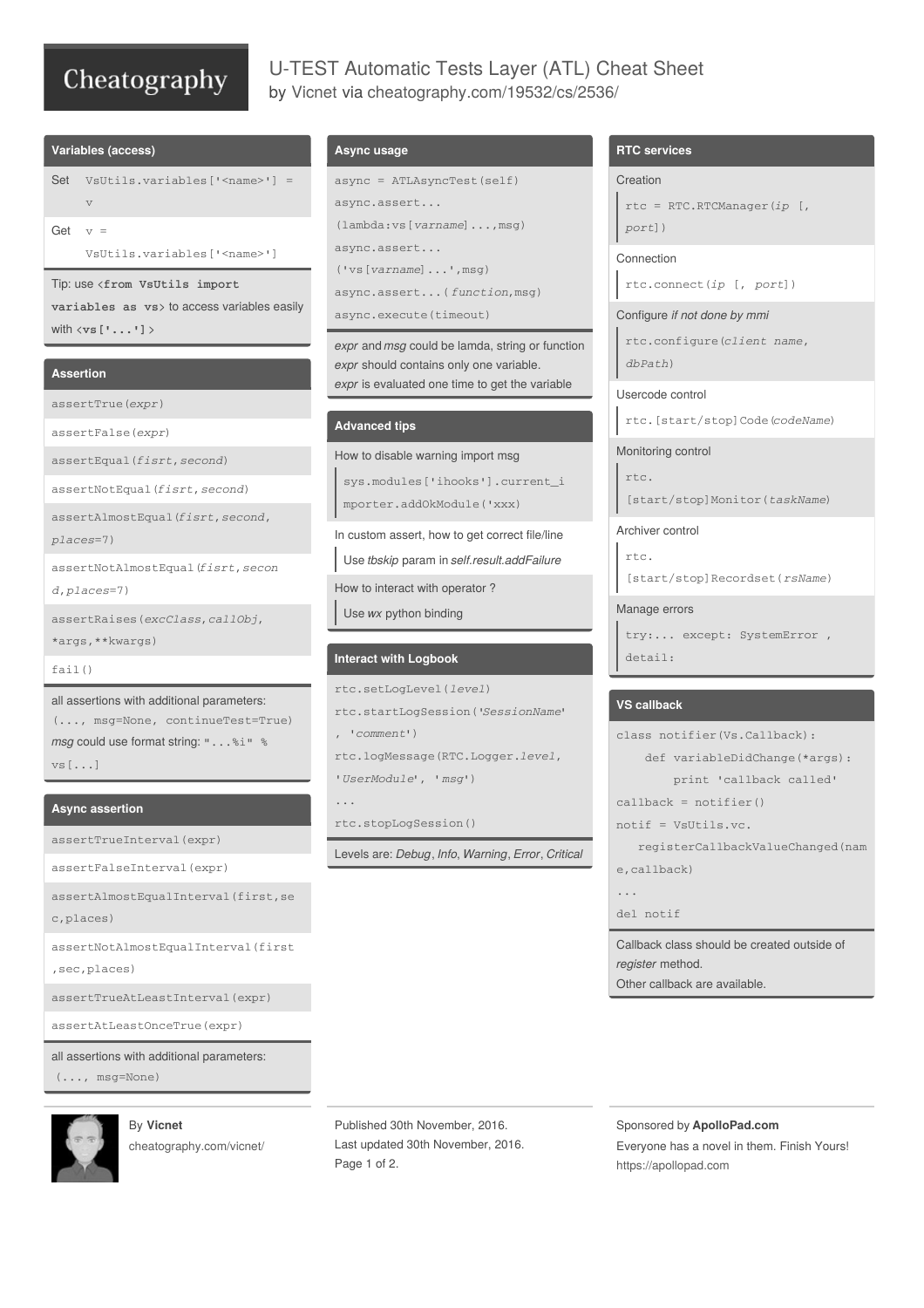# U-TEST Automatic Tests Layer (ATL) Cheat Sheet

by Vicnet via cheatography.com/19532/cs/2536/

## Variables (access)

| | |
|---|---|
| Set | `VsUtils.variables['<name>'] = v` |
| Get | `v = VsUtils.variables['<name>']` |

Tip: use `<from VsUtils import variables as vs>` to access variables easily with `<vs['...']>`

## Assertion

```
assertTrue(expr)
assertFalse(expr)
assertEqual(fisrt,second)
assertNotEqual(fisrt,second)
assertAlmostEqual(fisrt,second,places=7)
assertNotAlmostEqual(fisrt,second,places=7)
assertRaises(excClass,callObj,*args,**kwargs)
fail()
```

all assertions with additional parameters: `(..., msg=None, continueTest=True)`
*msg* could use format string: `"...%i" % vs[...]`

## Async assertion

```
assertTrueInterval(expr)
assertFalseInterval(expr)
assertAlmostEqualInterval(first,sec,places)
assertNotAlmostEqualInterval(first,sec,places)
assertTrueAtLeastInterval(expr)
assertAtLeastOnceTrue(expr)
```

all assertions with additional parameters: `(..., msg=None)`

## Async usage

```
async = ATLAsyncTest(self)
async.assert...(lambda:vs[varname]...,msg)
async.assert...('vs[varname]...',msg)
async.assert...(function,msg)
async.execute(timeout)
```

*expr* and *msg* could be lamda, string or function
*expr* should contains only one variable.
*expr* is evaluated one time to get the variable

## Advanced tips

How to disable warning import msg

```
sys.modules['ihooks'].current_importer.addOkModule('xxx')
```

In custom assert, how to get correct file/line

> Use *tbskip* param in *self.result.addFailure*

How to interact with operator ?

> Use *wx* python binding

## Interact with Logbook

```
rtc.setLogLevel(level)
rtc.startLogSession('SessionName', 'comment')
rtc.logMessage(RTC.Logger.level, 'UserModule', 'msg')
...
rtc.stopLogSession()
```

Levels are: *Debug*, *Info*, *Warning*, *Error*, *Critical*

## RTC services

Creation

```
rtc = RTC.RTCManager(ip [, port])
```

Connection

```
rtc.connect(ip [, port])
```

Configure *if not done by mmi*

```
rtc.configure(client name, dbPath)
```

Usercode control

```
rtc.[start/stop]Code(codeName)
```

Monitoring control

```
rtc.[start/stop]Monitor(taskName)
```

Archiver control

```
rtc.[start/stop]Recordset(rsName)
```

Manage errors

```
try:... except: SystemError , detail:
```

## VS callback

```
class notifier(Vs.Callback):
    def variableDidChange(*args):
        print 'callback called'
callback = notifier()
notif = VsUtils.vc.
   registerCallbackValueChanged(name,callback)
...
del notif
```

Callback class should be created outside of *register* method.
Other callback are available.

By **Vicnet**
cheatography.com/vicnet/

Published 30th November, 2016.
Last updated 30th November, 2016.

Sponsored by **ApolloPad.com**
Everyone has a novel in them. Finish Yours!
https://apollopad.com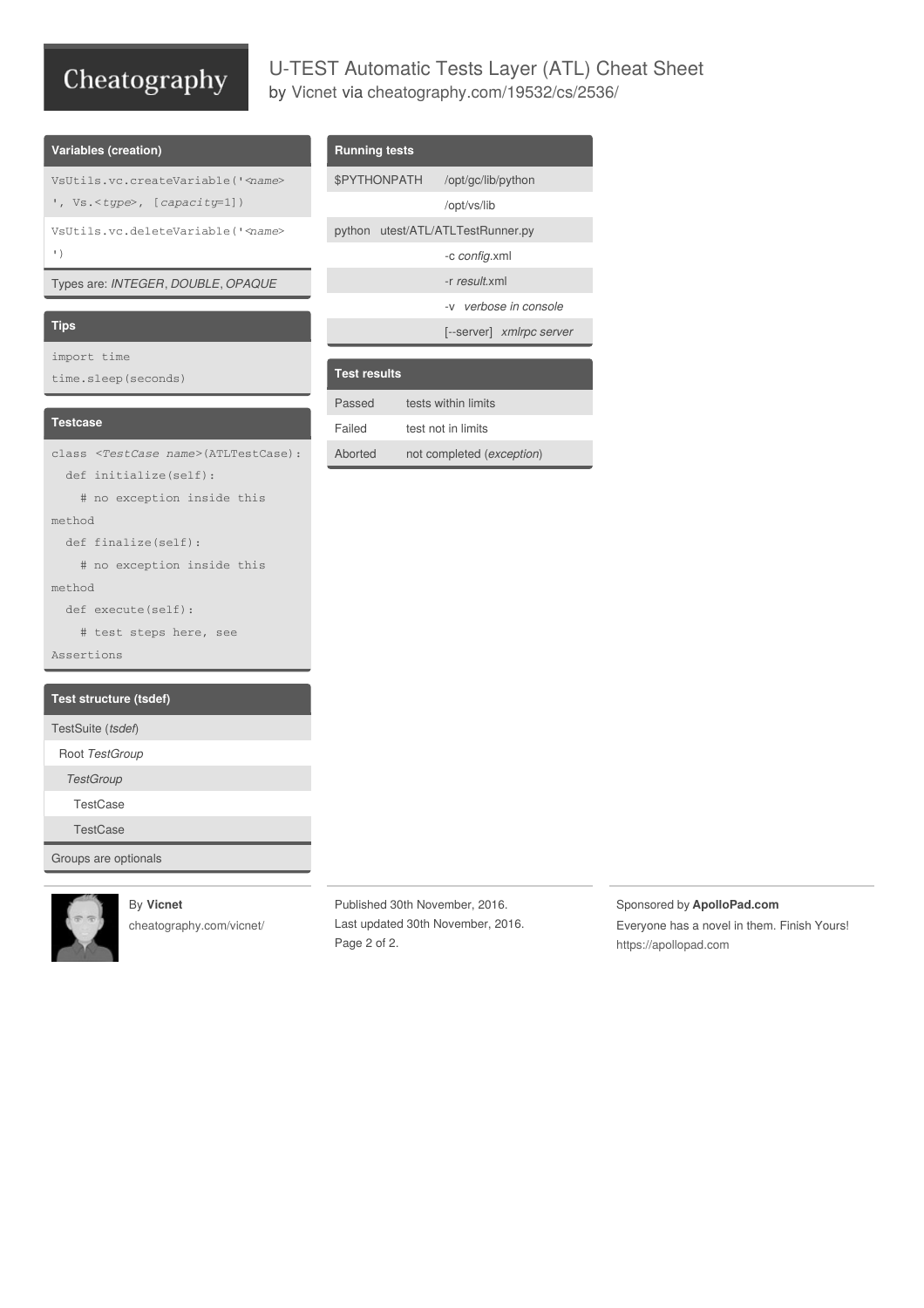## Variables (creation)

```
VsUtils.vc.createVariable('<name>', Vs.<type>, [capacity=1])
```

```
VsUtils.vc.deleteVariable('<name>')
```

Types are: *INTEGER*, *DOUBLE*, *OPAQUE*

## Tips

```
import time
time.sleep(seconds)
```

## Testcase

```
class <TestCase name>(ATLTestCase):
  def initialize(self):
    # no exception inside this method
  def finalize(self):
    # no exception inside this method
  def execute(self):
    # test steps here, see Assertions
```

## Test structure (tsdef)

- TestSuite (*tsdef*)
  - Root *TestGroup*
    - *TestGroup*
      - TestCase
      - TestCase

Groups are optionals

## Running tests

| | |
|---|---|
| $PYTHONPATH | /opt/gc/lib/python |
| | /opt/vs/lib |
| python utest/ATL/ATLTestRunner.py | |
| | -c *config*.xml |
| | -r *result*.xml |
| | -v *verbose in console* |
| | [--server] *xmlrpc server* |

## Test results

| | |
|---|---|
| Passed | tests within limits |
| Failed | test not in limits |
| Aborted | not completed (*exception*) |

By **Vicnet**
cheatography.com/vicnet/

Published 30th November, 2016.
Last updated 30th November, 2016.

Sponsored by **ApolloPad.com**
Everyone has a novel in them. Finish Yours!
https://apollopad.com